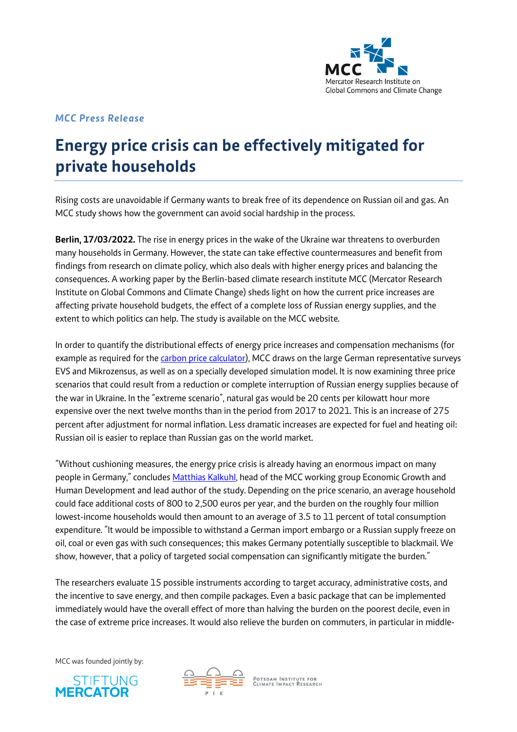*MCC Press Release*

# Energy price crisis can be effectively mitigated for private households

Rising costs are unavoidable if Germany wants to break free of its dependence on Russian oil and gas. An MCC study shows how the government can avoid social hardship in the process.

**Berlin, 17/03/2022.** The rise in energy prices in the wake of the Ukraine war threatens to overburden many households in Germany. However, the state can take effective countermeasures and benefit from findings from research on climate policy, which also deals with higher energy prices and balancing the consequences. A working paper by the Berlin-based climate research institute MCC (Mercator Research Institute on Global Commons and Climate Change) sheds light on how the current price increases are affecting private household budgets, the effect of a complete loss of Russian energy supplies, and the extent to which politics can help. The study is available on the MCC website.

In order to quantify the distributional effects of energy price increases and compensation mechanisms (for example as required for the carbon price calculator), MCC draws on the large German representative surveys EVS and Mikrozensus, as well as on a specially developed simulation model. It is now examining three price scenarios that could result from a reduction or complete interruption of Russian energy supplies because of the war in Ukraine. In the "extreme scenario", natural gas would be 20 cents per kilowatt hour more expensive over the next twelve months than in the period from 2017 to 2021. This is an increase of 275 percent after adjustment for normal inflation. Less dramatic increases are expected for fuel and heating oil: Russian oil is easier to replace than Russian gas on the world market.

"Without cushioning measures, the energy price crisis is already having an enormous impact on many people in Germany," concludes Matthias Kalkuhl, head of the MCC working group Economic Growth and Human Development and lead author of the study. Depending on the price scenario, an average household could face additional costs of 800 to 2,500 euros per year, and the burden on the roughly four million lowest-income households would then amount to an average of 3.5 to 11 percent of total consumption expenditure. "It would be impossible to withstand a German import embargo or a Russian supply freeze on oil, coal or even gas with such consequences; this makes Germany potentially susceptible to blackmail. We show, however, that a policy of targeted social compensation can significantly mitigate the burden."

The researchers evaluate 15 possible instruments according to target accuracy, administrative costs, and the incentive to save energy, and then compile packages. Even a basic package that can be implemented immediately would have the overall effect of more than halving the burden on the poorest decile, even in the case of extreme price increases. It would also relieve the burden on commuters, in particular in middle-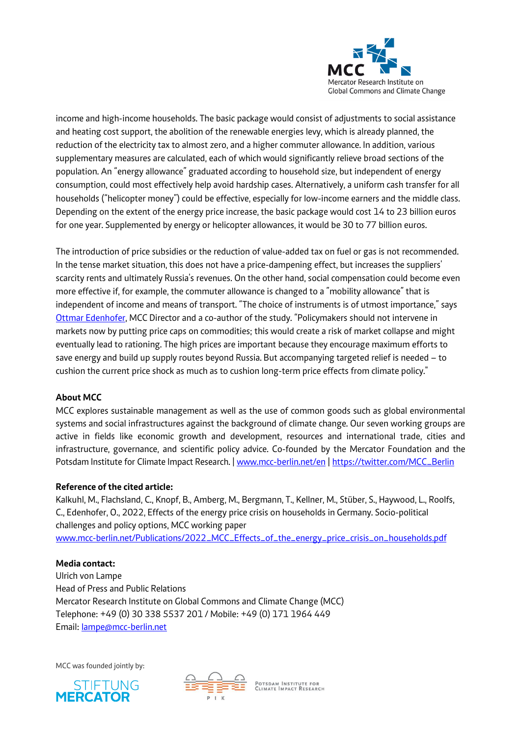income and high-income households. The basic package would consist of adjustments to social assistance and heating cost support, the abolition of the renewable energies levy, which is already planned, the reduction of the electricity tax to almost zero, and a higher commuter allowance. In addition, various supplementary measures are calculated, each of which would significantly relieve broad sections of the population. An "energy allowance" graduated according to household size, but independent of energy consumption, could most effectively help avoid hardship cases. Alternatively, a uniform cash transfer for all households ("helicopter money") could be effective, especially for low-income earners and the middle class. Depending on the extent of the energy price increase, the basic package would cost 14 to 23 billion euros for one year. Supplemented by energy or helicopter allowances, it would be 30 to 77 billion euros.

The introduction of price subsidies or the reduction of value-added tax on fuel or gas is not recommended. In the tense market situation, this does not have a price-dampening effect, but increases the suppliers' scarcity rents and ultimately Russia's revenues. On the other hand, social compensation could become even more effective if, for example, the commuter allowance is changed to a "mobility allowance" that is independent of income and means of transport. "The choice of instruments is of utmost importance," says Ottmar Edenhofer, MCC Director and a co-author of the study. "Policymakers should not intervene in markets now by putting price caps on commodities; this would create a risk of market collapse and might eventually lead to rationing. The high prices are important because they encourage maximum efforts to save energy and build up supply routes beyond Russia. But accompanying targeted relief is needed – to cushion the current price shock as much as to cushion long-term price effects from climate policy."

**About MCC**

MCC explores sustainable management as well as the use of common goods such as global environmental systems and social infrastructures against the background of climate change. Our seven working groups are active in fields like economic growth and development, resources and international trade, cities and infrastructure, governance, and scientific policy advice. Co-founded by the Mercator Foundation and the Potsdam Institute for Climate Impact Research. | www.mcc-berlin.net/en | https://twitter.com/MCC_Berlin

**Reference of the cited article:**

Kalkuhl, M., Flachsland, C., Knopf, B., Amberg, M., Bergmann, T., Kellner, M., Stüber, S., Haywood, L., Roolfs, C., Edenhofer, O., 2022, Effects of the energy price crisis on households in Germany. Socio-political challenges and policy options, MCC working paper
www.mcc-berlin.net/Publications/2022_MCC_Effects_of_the_energy_price_crisis_on_households.pdf

**Media contact:**

Ulrich von Lampe
Head of Press and Public Relations
Mercator Research Institute on Global Commons and Climate Change (MCC)
Telephone: +49 (0) 30 338 5537 201 / Mobile: +49 (0) 171 1964 449
Email: lampe@mcc-berlin.net

MCC was founded jointly by:

STIFTUNG MERCATOR

Potsdam Institute for Climate Impact Research